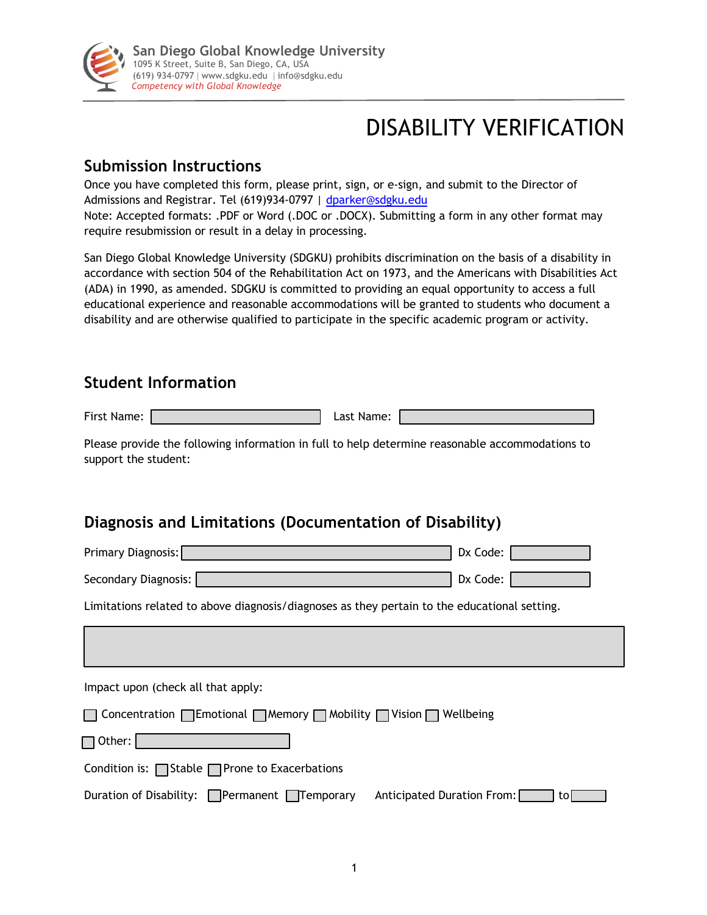San Diego Global Knowledge University
1095 K Street, Suite B, San Diego, CA, USA
(619) 934-0797 | www.sdgku.edu | info@sdgku.edu
*Competency with Global Knowledge*

# DISABILITY VERIFICATION

## Submission Instructions

Once you have completed this form, please print, sign, or e-sign, and submit to the Director of Admissions and Registrar. Tel (619)934-0797 | [dparker@sdgku.edu](mailto:dparker@sdgku.edu)
Note: Accepted formats: .PDF or Word (.DOC or .DOCX). Submitting a form in any other format may require resubmission or result in a delay in processing.

San Diego Global Knowledge University (SDGKU) prohibits discrimination on the basis of a disability in accordance with section 504 of the Rehabilitation Act on 1973, and the Americans with Disabilities Act (ADA) in 1990, as amended. SDGKU is committed to providing an equal opportunity to access a full educational experience and reasonable accommodations will be granted to students who document a disability and are otherwise qualified to participate in the specific academic program or activity.

## Student Information

First Name: ____________ Last Name: ____________

Please provide the following information in full to help determine reasonable accommodations to support the student:

## Diagnosis and Limitations (Documentation of Disability)

Primary Diagnosis: ____________ Dx Code: ____________

Secondary Diagnosis: ____________ Dx Code: ____________

Limitations related to above diagnosis/diagnoses as they pertain to the educational setting.

____________

Impact upon (check all that apply:

☐ Concentration ☐ Emotional ☐ Memory ☐ Mobility ☐ Vision ☐ Wellbeing

☐ Other: ____________

Condition is: ☐ Stable ☐ Prone to Exacerbations

Duration of Disability: ☐ Permanent ☐ Temporary Anticipated Duration From: ________ to ________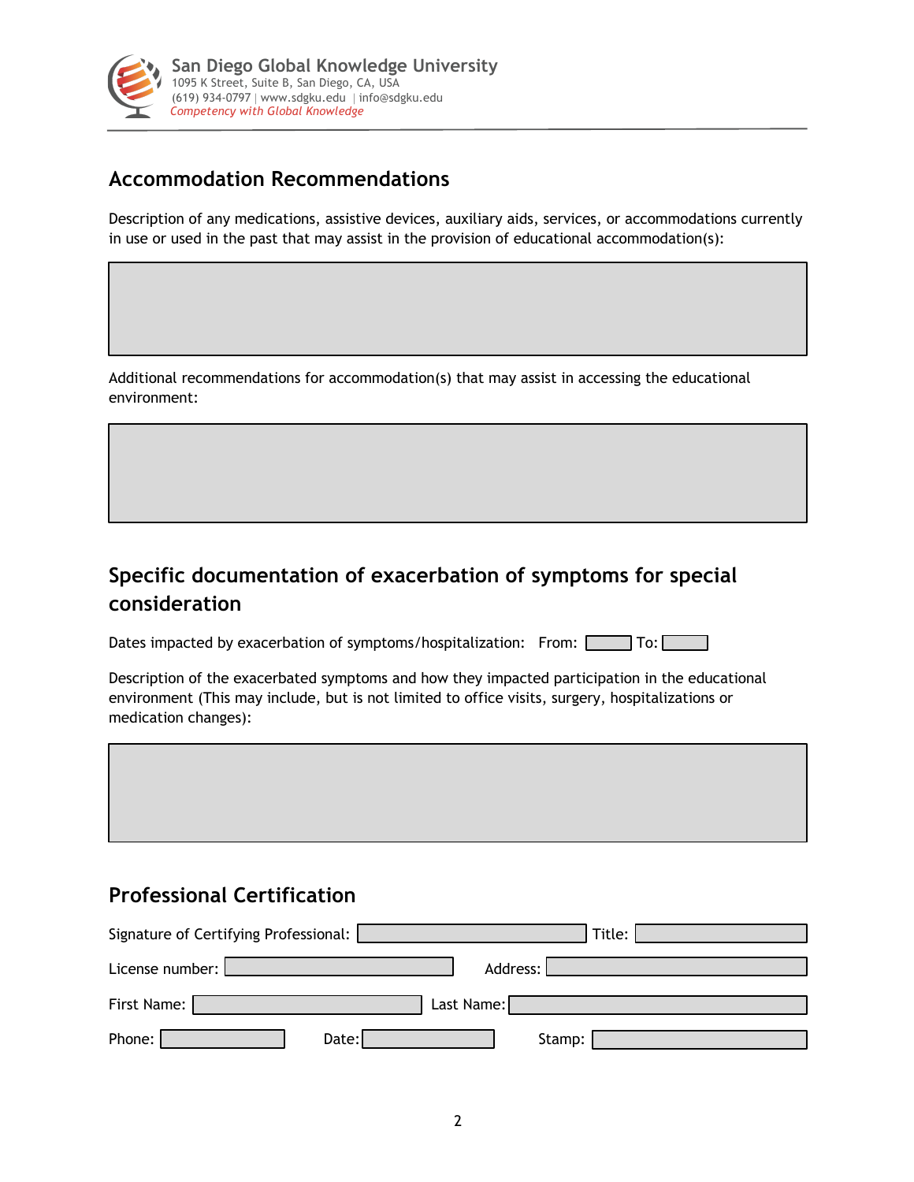San Diego Global Knowledge University
1095 K Street, Suite B, San Diego, CA, USA
(619) 934-0797 | www.sdgku.edu | info@sdgku.edu
*Competency with Global Knowledge*

## Accommodation Recommendations

Description of any medications, assistive devices, auxiliary aids, services, or accommodations currently in use or used in the past that may assist in the provision of educational accommodation(s):

Additional recommendations for accommodation(s) that may assist in accessing the educational environment:

## Specific documentation of exacerbation of symptoms for special consideration

Dates impacted by exacerbation of symptoms/hospitalization: From: To:

Description of the exacerbated symptoms and how they impacted participation in the educational environment (This may include, but is not limited to office visits, surgery, hospitalizations or medication changes):

## Professional Certification

Signature of Certifying Professional: Title:

License number: Address:

First Name: Last Name:

Phone: Date: Stamp: